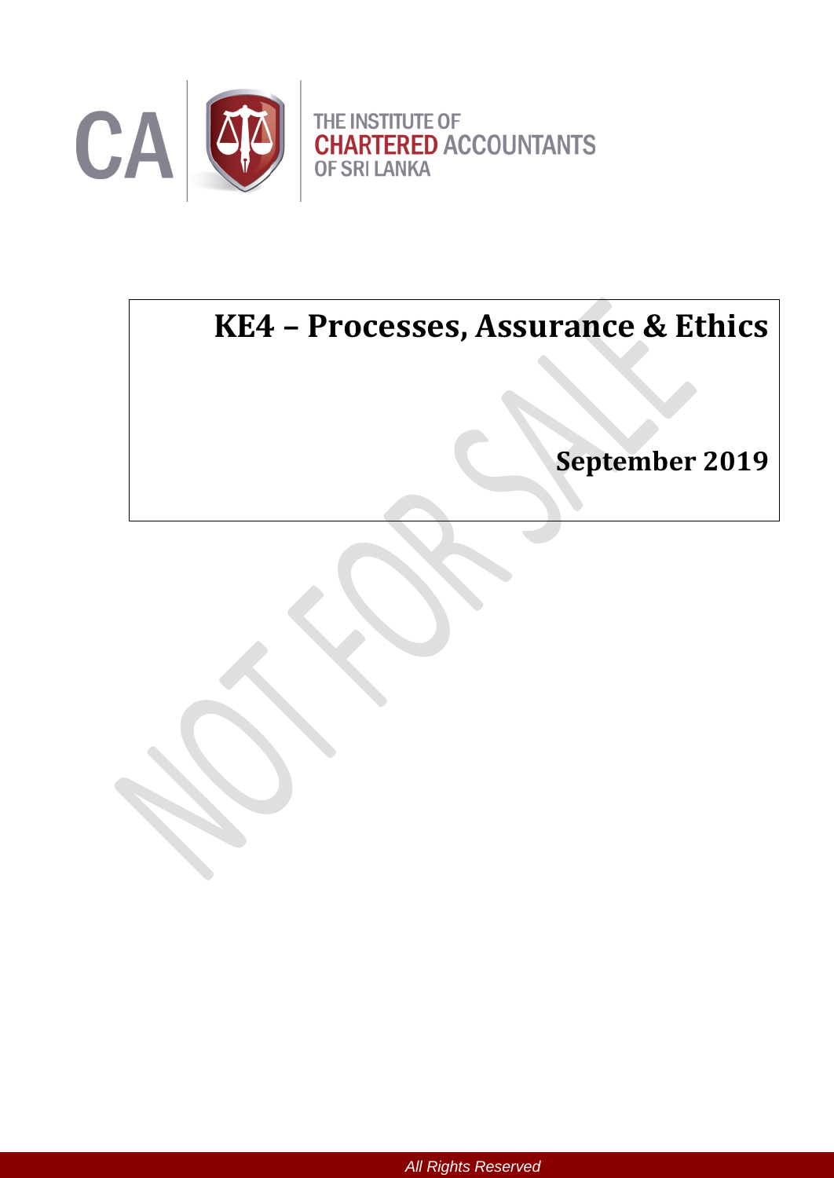THE INSTITUTE OF CHARTERED ACCOUNTANTS OF SRI LANKA

# KE4 – Processes, Assurance & Ethics

## September 2019

All Rights Reserved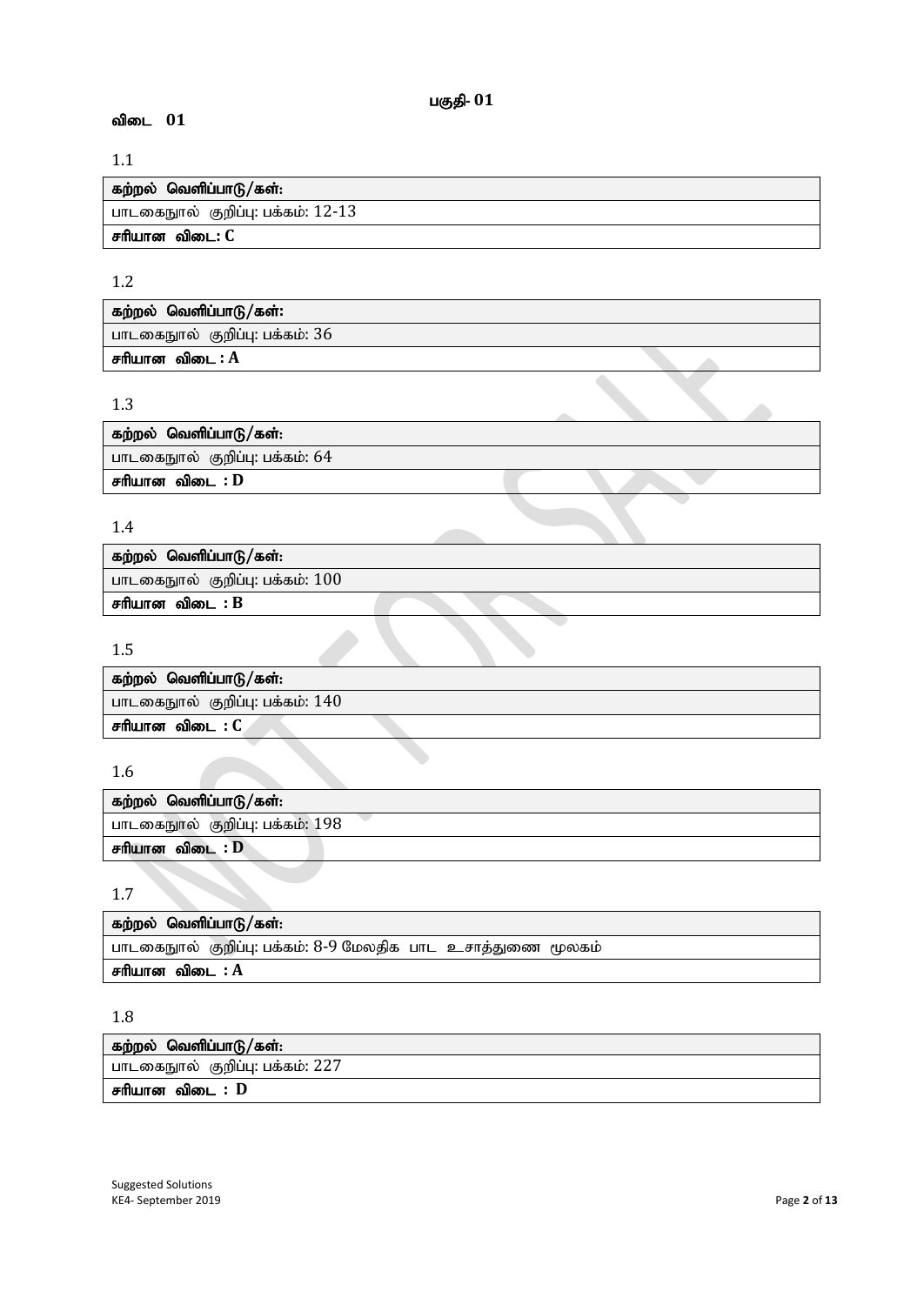## பகுதி- 01

### விடை 01

1.1

| கற்றல் வெளிப்பாடு/கள்: |
|---|
| பாடகைநூல் குறிப்பு: பக்கம்: 12-13 |
| **சரியான விடை: C** |

1.2

| கற்றல் வெளிப்பாடு/கள்: |
|---|
| பாடகைநூல் குறிப்பு: பக்கம்: 36 |
| **சரியான விடை : A** |

1.3

| கற்றல் வெளிப்பாடு/கள்: |
|---|
| பாடகைநூல் குறிப்பு: பக்கம்: 64 |
| **சரியான விடை : D** |

1.4

| கற்றல் வெளிப்பாடு/கள்: |
|---|
| பாடகைநூல் குறிப்பு: பக்கம்: 100 |
| **சரியான விடை : B** |

1.5

| கற்றல் வெளிப்பாடு/கள்: |
|---|
| பாடகைநூல் குறிப்பு: பக்கம்: 140 |
| **சரியான விடை : C** |

1.6

| கற்றல் வெளிப்பாடு/கள்: |
|---|
| பாடகைநூல் குறிப்பு: பக்கம்: 198 |
| **சரியான விடை : D** |

1.7

| கற்றல் வெளிப்பாடு/கள்: |
|---|
| பாடகைநூல் குறிப்பு: பக்கம்: 8-9 மேலதிக பாட உசாத்துணை மூலகம் |
| **சரியான விடை : A** |

1.8

| கற்றல் வெளிப்பாடு/கள்: |
|---|
| பாடகைநூல் குறிப்பு: பக்கம்: 227 |
| **சரியான விடை : D** |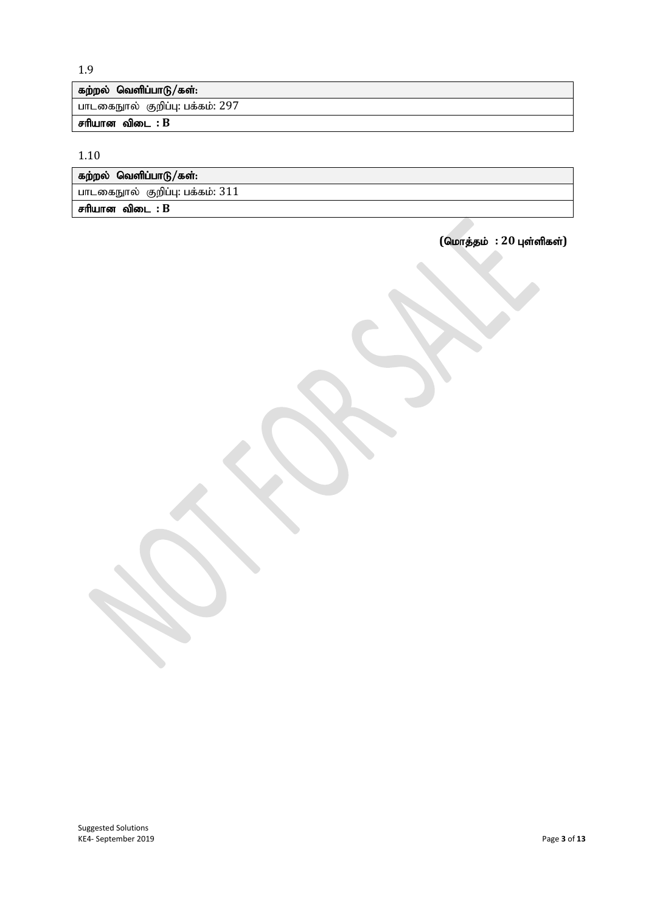1.9

| கற்றல் வெளிப்பாடு/கள்: |
|---|
| பாடகைநூல் குறிப்பு: பக்கம்: 297 |
| **சரியான விடை : B** |

1.10

| கற்றல் வெளிப்பாடு/கள்: |
|---|
| பாடகைநூல் குறிப்பு: பக்கம்: 311 |
| **சரியான விடை : B** |

**(மொத்தம் : 20 புள்ளிகள்)**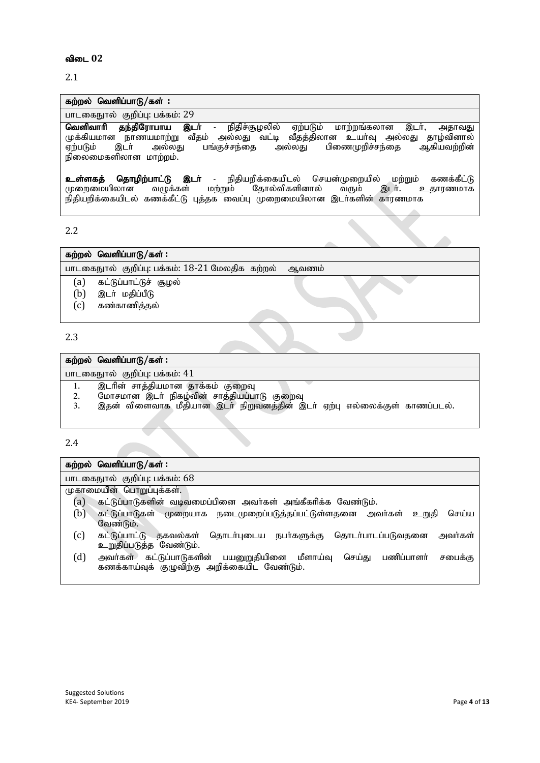**விடை 02**

2.1

| கற்றல் வெளிப்பாடு/கள் : |
|---|
| பாடகைநூல் குறிப்பு: பக்கம்: 29 |
| **வெளிவாரி தந்திரோபாய இடர்** - நிதிச்சூழலில் ஏற்படும் மாற்றங்கலான இடர், அதாவது முக்கியமான நாணயமாற்று வீதம் அல்லது வட்டி வீதத்திலான உயர்வு அல்லது தாழ்வினால் ஏற்படும் இடர் அல்லது பங்குச்சந்தை அல்லது பிணைமுறிச்சந்தை ஆகியவற்றின் நிலைமைகளிலான மாற்றம்.<br><br>**உள்ளகத் தொழிற்பாட்டு இடர்** - நிதியறிக்கையிடல் செயன்முறையில் மற்றும் கணக்கீட்டு முறைமையிலான வழுக்கள் மற்றும் தோல்விகளினால் வரும் இடர். உதாரணமாக நிதியறிக்கையிடல் கணக்கீட்டு புத்தக வைப்பு முறைமையிலான இடர்களின் காரணமாக |

2.2

| கற்றல் வெளிப்பாடு/கள் : |
|---|
| பாடகைநூல் குறிப்பு: பக்கம்: 18-21 மேலதிக கற்றல் ஆவணம் |
| (a) கட்டுப்பாட்டுச் சூழல்<br>(b) இடர் மதிப்பீடு<br>(c) கண்காணித்தல் |

2.3

| கற்றல் வெளிப்பாடு/கள் : |
|---|
| பாடகைநூல் குறிப்பு: பக்கம்: 41 |
| 1. இடரின் சாத்தியமான தாக்கம் குறைவு<br>2. மோசமான இடர் நிகழ்வின் சாத்தியப்பாடு குறைவு<br>3. இதன் விளைவாக மீதியான இடர் நிறுவனத்தின் இடர் ஏற்பு எல்லைக்குள் காணப்படல். |

2.4

| கற்றல் வெளிப்பாடு/கள் : |
|---|
| பாடகைநூல் குறிப்பு: பக்கம்: 68 |
| முகாமையின் பொறுப்புக்கள்.<br>(a) கட்டுப்பாடுகளின் வடிவமைப்பினை அவர்கள் அங்கீகரிக்க வேண்டும்.<br>(b) கட்டுப்பாடுகள் முறையாக நடைமுறைப்படுத்தப்பட்டுள்ளதனை அவர்கள் உறுதி செய்ய வேண்டும்.<br>(c) கட்டுப்பாட்டு தகவல்கள் தொடர்புடைய நபர்களுக்கு தொடர்பாடப்படுவதனை அவர்கள் உறுதிப்படுத்த வேண்டும்.<br>(d) அவர்கள் கட்டுப்பாடுகளின் பயனுறுதியினை மீளாய்வு செய்து பணிப்பாளர் சபைக்கு கணக்காய்வுக் குழுவிற்கு அறிக்கையிட வேண்டும். |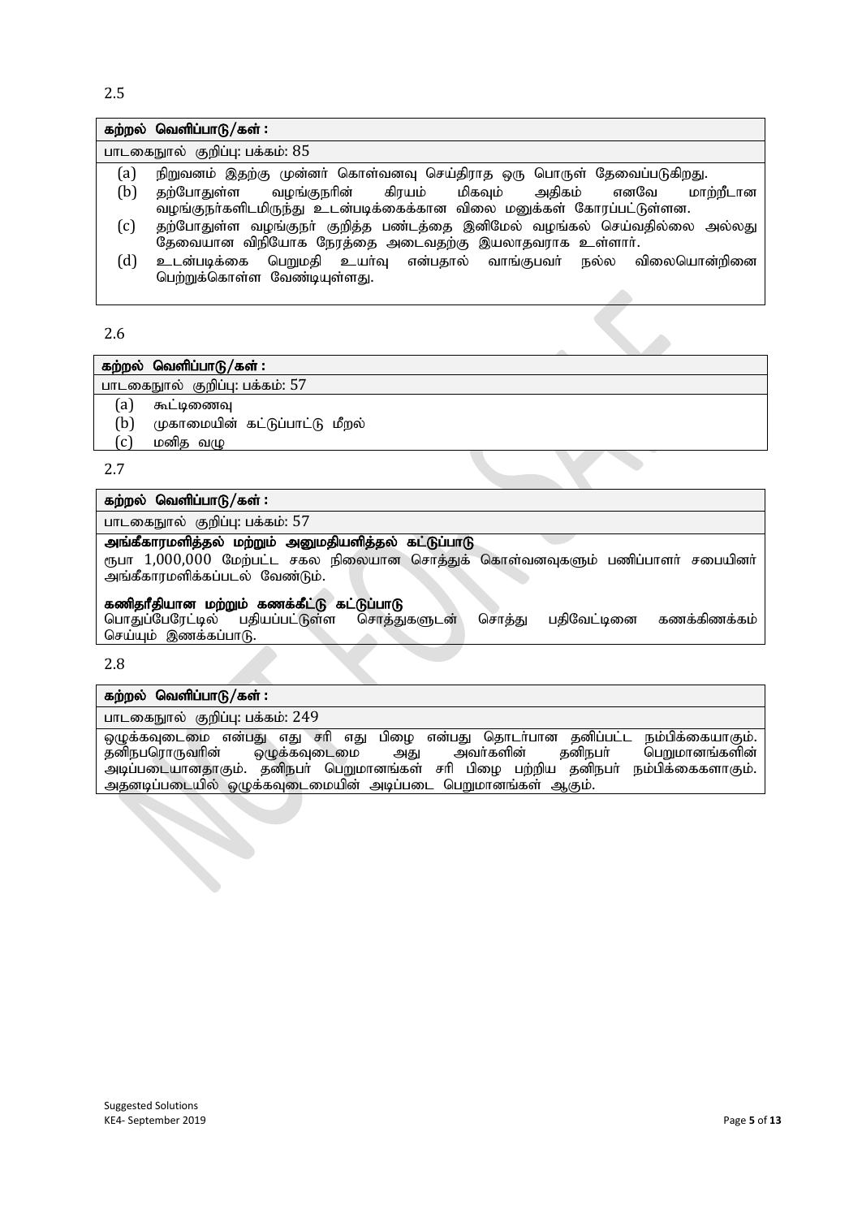2.5

**கற்றல் வெளிப்பாடு/கள் :**

பாடகைநூல் குறிப்பு: பக்கம்: 85

(a) நிறுவனம் இதற்கு முன்னர் கொள்வனவு செய்திராத ஒரு பொருள் தேவைப்படுகிறது.

(b) தற்போதுள்ள வழங்குநரின் கிரயம் மிகவும் அதிகம் எனவே மாற்றீடான வழங்குநர்களிடமிருந்து உடன்படிக்கைக்கான விலை மனுக்கள் கோரப்பட்டுள்ளன.

(c) தற்போதுள்ள வழங்குநர் குறித்த பண்டத்தை இனிமேல் வழங்கல் செய்வதில்லை அல்லது தேவையான விநியோக நேரத்தை அடைவதற்கு இயலாதவராக உள்ளார்.

(d) உடன்படிக்கை பெறுமதி உயர்வு என்பதால் வாங்குபவர் நல்ல விலையொன்றினை பெற்றுக்கொள்ள வேண்டியுள்ளது.

2.6

**கற்றல் வெளிப்பாடு/கள் :**

பாடகைநூல் குறிப்பு: பக்கம்: 57

(a) கூட்டிணைவு

(b) முகாமையின் கட்டுப்பாட்டு மீறல்

(c) மனித வழு

2.7

**கற்றல் வெளிப்பாடு/கள் :**

பாடகைநூல் குறிப்பு: பக்கம்: 57

**அங்கீகாரமளித்தல் மற்றும் அனுமதியளித்தல் கட்டுப்பாடு**

ரூபா 1,000,000 மேற்பட்ட சகல நிலையான சொத்துக் கொள்வனவுகளும் பணிப்பாளர் சபையினர் அங்கீகாரமளிக்கப்படல் வேண்டும்.

**கணிதரீதியான மற்றும் கணக்கீட்டு கட்டுப்பாடு**

பொதுப்பேரேட்டில் பதியப்பட்டுள்ள சொத்துகளுடன் சொத்து பதிவேட்டினை கணக்கிணக்கம் செய்யும் இணக்கப்பாடு.

2.8

**கற்றல் வெளிப்பாடு/கள் :**

பாடகைநூல் குறிப்பு: பக்கம்: 249

ஒழுக்கவுடைமை என்பது எது சரி எது பிழை என்பது தொடர்பான தனிப்பட்ட நம்பிக்கையாகும். தனிநபரொருவரின் ஒழுக்கவுடைமை அது அவர்களின் தனிநபர் பெறுமானங்களின் அடிப்படையானதாகும். தனிநபர் பெறுமானங்கள் சரி பிழை பற்றிய தனிநபர் நம்பிக்கைகளாகும். அதனடிப்படையில் ஒழுக்கவுடைமையின் அடிப்படை பெறுமானங்கள் ஆகும்.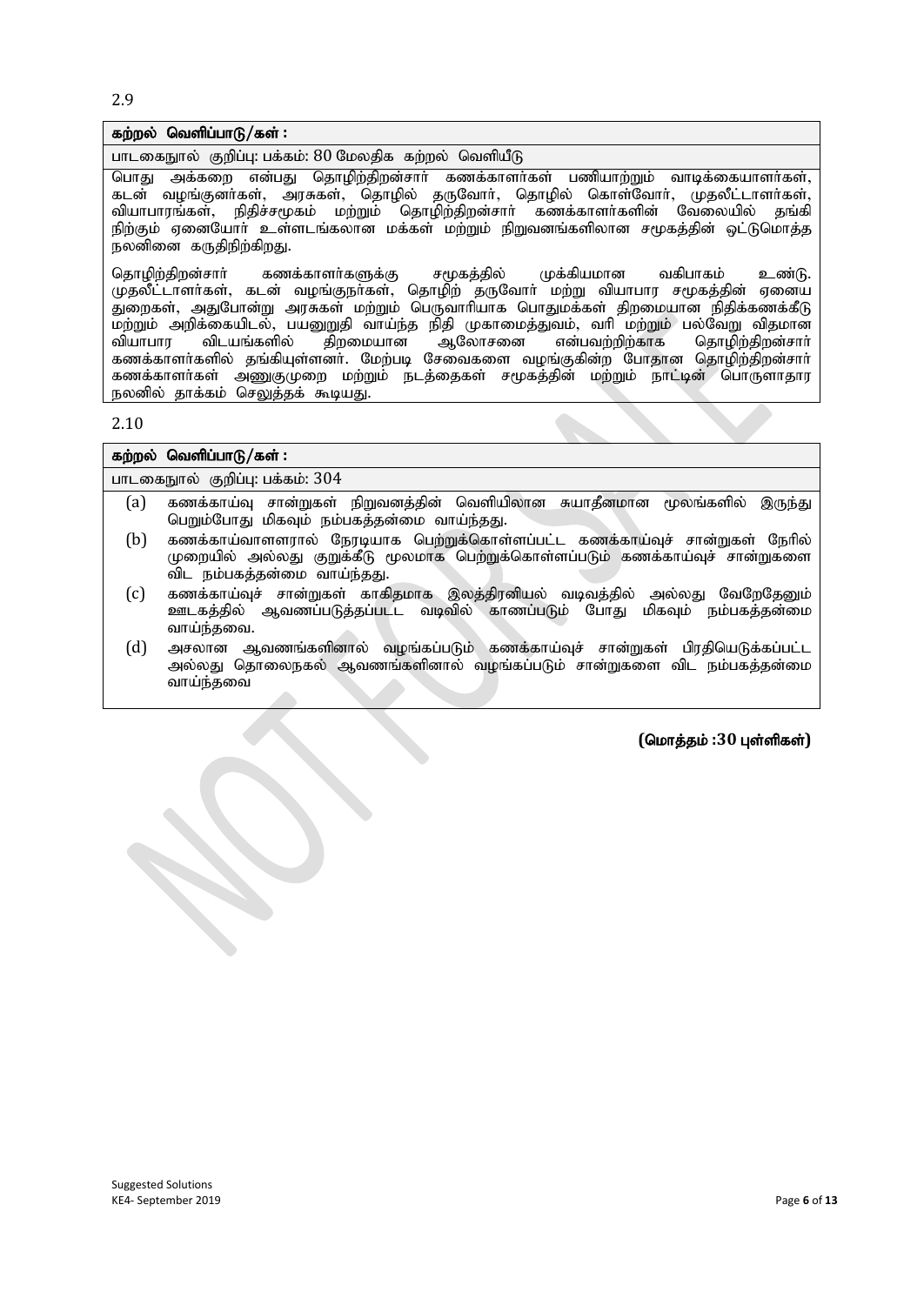2.9

**கற்றல் வெளிப்பாடு/கள் :**

பாடகைநூல் குறிப்பு: பக்கம்: 80 மேலதிக கற்றல் வெளியீடு

பொது அக்கறை என்பது தொழிற்திறன்சார் கணக்காளர்கள் பணியாற்றும் வாடிக்கையாளர்கள், கடன் வழங்குனர்கள், அரசுகள், தொழில் தருவோர், தொழில் கொள்வோர், முதலீட்டாளர்கள், வியாபாரங்கள், நிதிச்சமூகம் மற்றும் தொழிற்திறன்சார் கணக்காளர்களின் வேலையில் தங்கி நிற்கும் ஏனையோர் உள்ளடங்கலான மக்கள் மற்றும் நிறுவனங்களிலான சமூகத்தின் ஒட்டுமொத்த நலனினை கருதிநிற்கிறது.

தொழிற்திறன்சார் கணக்காளர்களுக்கு சமூகத்தில் முக்கியமான வகிபாகம் உண்டு. முதலீட்டாளர்கள், கடன் வழங்குநர்கள், தொழிற் தருவோர் மற்றும் வியாபார சமூகத்தின் ஏனைய துறைகள், அதுபோன்று அரசுகள் மற்றும் பெருவாரியாக பொதுமக்கள் திறமையான நிதிக்கணக்கீடு மற்றும் அறிக்கையிடல், பயனுறுதி வாய்ந்த நிதி முகாமைத்துவம், வரி மற்றும் பல்வேறு விதமான வியாபார விடயங்களில் திறமையான ஆலோசனை என்பவற்றிற்காக தொழிற்திறன்சார் கணக்காளர்களில் தங்கியுள்ளனர். மேற்படி சேவைகளை வழங்குகின்ற போதான தொழிற்திறன்சார் கணக்காளர்கள் அணுகுமுறை மற்றும் நடத்தைகள் சமூகத்தின் மற்றும் நாட்டின் பொருளாதார நலனில் தாக்கம் செலுத்தக் கூடியது.

2.10

**கற்றல் வெளிப்பாடு/கள் :**

பாடகைநூல் குறிப்பு: பக்கம்: 304

(a) கணக்காய்வு சான்றுகள் நிறுவனத்தின் வெளியிலான சுயாதீனமான மூலங்களில் இருந்து பெறும்போது மிகவும் நம்பகத்தன்மை வாய்ந்தது.

(b) கணக்காய்வாளரால் நேரடியாக பெற்றுக்கொள்ளப்பட்ட கணக்காய்வுச் சான்றுகள் நேரில் முறையில் அல்லது குறுக்கீடு மூலமாக பெற்றுக்கொள்ளப்படும் கணக்காய்வுச் சான்றுகளை விட நம்பகத்தன்மை வாய்ந்தது.

(c) கணக்காய்வுச் சான்றுகள் காகிதமாக இலத்திரனியல் வடிவத்தில் அல்லது வேறேதேனும் ஊடகத்தில் ஆவணப்படுத்தப்பட்ட வடிவில் காணப்படும் போது மிகவும் நம்பகத்தன்மை வாய்ந்தவை.

(d) அசலான ஆவணங்களினால் வழங்கப்படும் கணக்காய்வுச் சான்றுகள் பிரதியெடுக்கப்பட்ட அல்லது தொலைநகல் ஆவணங்களினால் வழங்கப்படும் சான்றுகளை விட நம்பகத்தன்மை வாய்ந்தவை

**(மொத்தம் :30 புள்ளிகள்)**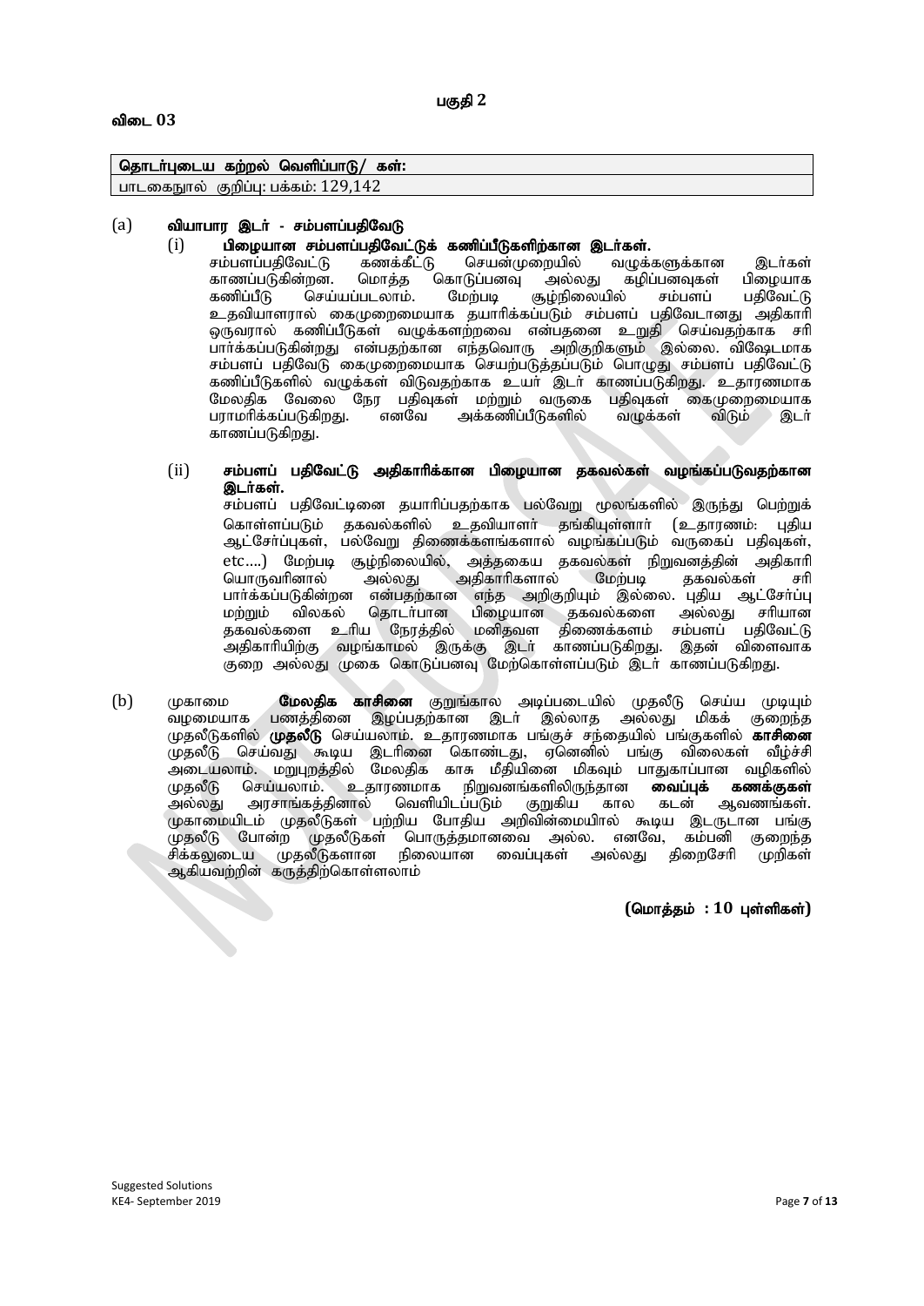## பகுதி 2

### விடை 03

| தொடர்புடைய கற்றல் வெளிப்பாடு/ கள்: |
|---|
| பாடகைநூல் குறிப்பு: பக்கம்: 129,142 |

(a) **வியாபார இடர் - சம்பளப்பதிவேடு**

(i) **பிழையான சம்பளப்பதிவேட்டுக் கணிப்பீடுகளிற்கான இடர்கள்.**

சம்பளப்பதிவேட்டு கணக்கீட்டு செயன்முறையில் வழுக்களுக்கான இடர்கள் காணப்படுகின்றன. மொத்த கொடுப்பனவு அல்லது கழிப்பனவுகள் பிழையாக கணிப்பீடு செய்யப்படலாம். மேற்படி சூழ்நிலையில் சம்பளப் பதிவேட்டு உதவியாளரால் கைமுறைமையாக தயாரிக்கப்படும் சம்பளப் பதிவேடானது அதிகாரி ஒருவரால் கணிப்பீடுகள் வழுக்களற்றவை என்பதனை உறுதி செய்வதற்காக சரி பார்க்கப்படுகின்றது என்பதற்கான எந்தவொரு அறிகுறிகளும் இல்லை. விஷேடமாக சம்பளப் பதிவேடு கைமுறைமையாக செயற்படுத்தப்படும் பொழுது சம்பளப் பதிவேட்டு கணிப்பீடுகளில் வழுக்கள் விடுவதற்காக உயர் இடர் காணப்படுகிறது. உதாரணமாக மேலதிக வேலை நேர பதிவுகள் மற்றும் வருகை பதிவுகள் கைமுறைமையாக பராமரிக்கப்படுகிறது. எனவே அக்கணிப்பீடுகளில் வழுக்கள் விடும் இடர் காணப்படுகிறது.

(ii) **சம்பளப் பதிவேட்டு அதிகாரிக்கான பிழையான தகவல்கள் வழங்கப்படுவதற்கான இடர்கள்.**

சம்பளப் பதிவேட்டினை தயாரிப்பதற்காக பல்வேறு மூலங்களில் இருந்து பெற்றுக் கொள்ளப்படும் தகவல்களில் உதவியாளர் தங்கியுள்ளார் (உதாரணம்: புதிய ஆட்சேர்ப்புகள், பல்வேறு திணைக்களங்களால் வழங்கப்படும் வருகைப் பதிவுகள், etc....) மேற்படி சூழ்நிலையில், அத்தகைய தகவல்கள் நிறுவனத்தின் அதிகாரி யொருவரினால் அல்லது அதிகாரிகளால் மேற்படி தகவல்கள் சரி பார்க்கப்படுகின்றன என்பதற்கான எந்த அறிகுறியும் இல்லை. புதிய ஆட்சேர்ப்பு மற்றும் விலகல் தொடர்பான பிழையான தகவல்களை அல்லது சரியான தகவல்களை உரிய நேரத்தில் மனிதவள திணைக்களம் சம்பளப் பதிவேட்டு அதிகாரியிற்கு வழங்காமல் இருக்கு இடர் காணப்படுகிறது. இதன் விளைவாக குறை அல்லது முகை கொடுப்பனவு மேற்கொள்ளப்படும் இடர் காணப்படுகிறது.

(b) முகாமை **மேலதிக காசினை** குறுங்கால அடிப்படையில் முதலீடு செய்ய முடியும் வழமையாக பணத்தினை இழப்பதற்கான இடர் இல்லாத அல்லது மிகக் குறைந்த முதலீடுகளில் **முதலீடு** செய்யலாம். உதாரணமாக பங்குச் சந்தையில் பங்குகளில் **காசினை** முதலீடு செய்வது கூடிய இடரினை கொண்டது, ஏனெனில் பங்கு விலைகள் வீழ்ச்சி அடையலாம். மறுபுறத்தில் மேலதிக காசு மீதியினை மிகவும் பாதுகாப்பான வழிகளில் முதலீடு செய்யலாம். உதாரணமாக நிறுவனங்களிலிருந்தான **வைப்புக் கணக்குகள்** அல்லது அரசாங்கத்தினால் வெளியிடப்படும் குறுகிய கால கடன் ஆவணங்கள். முகாமையிடம் முதலீடுகள் பற்றிய போதிய அறிவின்மையால் கூடிய இடருடான பங்கு முதலீடு போன்ற முதலீடுகள் பொருத்தமானவை அல்ல. எனவே, கம்பனி குறைந்த சிக்கலுடைய முதலீடுகளான நிலையான வைப்புகள் அல்லது திறைசேரி முறிகள் ஆகியவற்றின் கருத்திற்கொள்ளலாம்

**(மொத்தம் : 10 புள்ளிகள்)**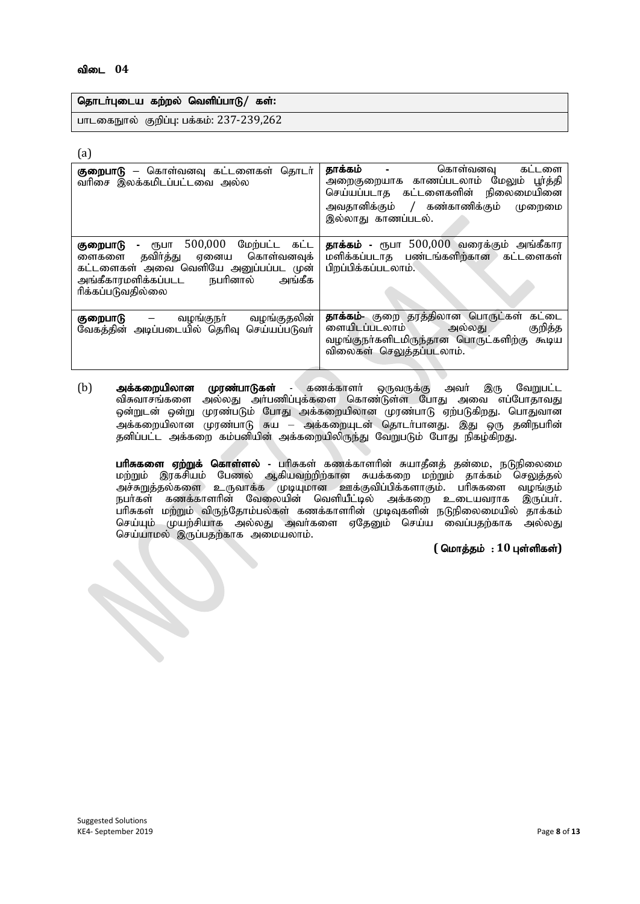## விடை 04

| தொடர்புடைய கற்றல் வெளிப்பாடு/ கள்: |
|---|
| பாடகைநூல் குறிப்பு: பக்கம்: 237-239,262 |

(a)

| | |
|---|---|
| **குறைபாடு** – கொள்வனவு கட்டளைகள் தொடர் வரிசை இலக்கமிடப்பட்டவை அல்ல | **தாக்கம் -** கொள்வனவு கட்டளை அறைகுறையாக காணப்படலாம் மேலும் பூர்த்தி செய்யப்படாத கட்டளைகளின் நிலைமையினை அவதானிக்கும் / கண்காணிக்கும் முறைமை இல்லாது காணப்படல். |
| **குறைபாடு -** ரூபா 500,000 மேற்பட்ட கட்டளைகளை தவிர்த்து ஏனைய கொள்வனவுக் கட்டளைகள் அவை வெளியே அனுப்பப்பட முன் அங்கீகாரமளிக்கப்பட்ட நபரினால் அங்கீகரிக்கப்படுவதில்லை | **தாக்கம் -** ரூபா 500,000 வரைக்கும் அங்கீகார மளிக்கப்படாத பண்டங்களிற்கான கட்டளைகள் பிறப்பிக்கப்படலாம். |
| **குறைபாடு** – வழங்குநர் வழங்குதலின் வேகத்தின் அடிப்படையில் தெரிவு செய்யப்படுவர் | **தாக்கம்-** குறை தரத்திலான பொருட்கள் கட்டளையிடப்படலாம் அல்லது குறித்த வழங்குநர்களிடமிருந்தான பொருட்களிற்கு கூடிய விலைகள் செலுத்தப்படலாம். |

(b) **அக்கறையிலான முரண்பாடுகள்** - கணக்காளர் ஒருவருக்கு அவர் இரு வேறுபட்ட விசுவாசங்களை அல்லது அர்பணிப்புக்களை கொண்டுள்ள போது அவை எப்போதாவது ஒன்றுடன் ஒன்று முரண்படும் போது அக்கறையிலான முரண்பாடு ஏற்படுகிறது. பொதுவான அக்கறையிலான முரண்பாடு சுய – அக்கறையுடன் தொடர்பானது. இது ஒரு தனிநபரின் தனிப்பட்ட அக்கறை கம்பனியின் அக்கறையிலிருந்து வேறுபடும் போது நிகழ்கிறது.

**பரிசுகளை ஏற்றுக் கொள்ளல் -** பரிசுகள் கணக்காளரின் சுயாதீனத் தன்மை, நடுநிலைமை மற்றும் இரகசியம் பேணல் ஆகியவற்றிற்கான சுயக்கறை மற்றும் தாக்கம் செலுத்தல் அச்சுறுத்தல்களை உருவாக்க முடியுமான ஊக்குவிப்பிக்களாகும். பரிசுகளை வழங்கும் நபர்கள் கணக்காளரின் வேலையின் வெளியீட்டில் அக்கறை உடையவராக இருப்பர். பரிசுகள் மற்றும் விருந்தோம்பல்கள் கணக்காளரின் முடிவுகளின் நடுநிலைமையில் தாக்கம் செய்யும் முயற்சியாக அல்லது அவர்களை ஏதேனும் செய்ய வைப்பதற்காக அல்லது செய்யாமல் இருப்பதற்காக அமையலாம்.

**( மொத்தம் : 10 புள்ளிகள்)**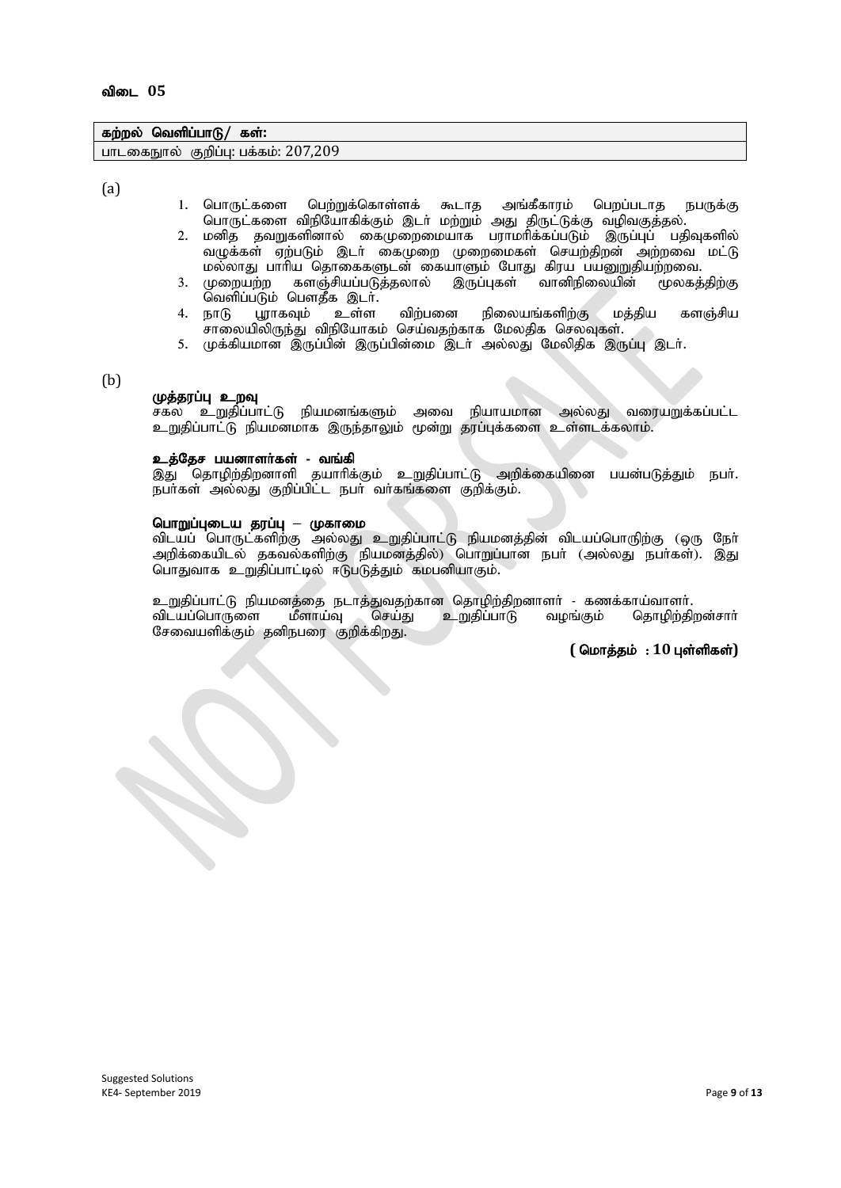## விடை 05

**கற்றல் வெளிப்பாடு/ கள்:**

பாடகைநூல் குறிப்பு: பக்கம்: 207,209

(a)

1. பொருட்களை பெற்றுக்கொள்ளக் கூடாத அங்கீகாரம் பெறப்படாத நபருக்கு பொருட்களை விநியோகிக்கும் இடர் மற்றும் அது திருட்டுக்கு வழிவகுத்தல்.
2. மனித தவறுகளினால் கைமுறைமையாக பராமரிக்கப்படும் இருப்புப் பதிவுகளில் வழுக்கள் ஏற்படும் இடர் கைமுறை முறைமைகள் செயற்திறன் அற்றவை மட்டு மல்லாது பாரிய தொகைகளுடன் கையாளும் போது கிரய பயனுறுதியற்றவை.
3. முறையற்ற களஞ்சியப்படுத்தலால் இருப்புகள் வானிநிலையின் மூலகத்திற்கு வெளிப்படும் பௌதீக இடர்.
4. நாடு பூராகவும் உள்ள விற்பனை நிலையங்களிற்கு மத்திய களஞ்சிய சாலையிலிருந்து விநியோகம் செய்வதற்காக மேலதிக செலவுகள்.
5. முக்கியமான இருப்பின் இருப்பின்மை இடர் அல்லது மேலிதிக இருப்பு இடர்.

(b)

**முத்தரப்பு உறவு**
சகல உறுதிப்பாட்டு நியமனங்களும் அவை நியாயமான அல்லது வரையறுக்கப்பட்ட உறுதிப்பாட்டு நியமனமாக இருந்தாலும் மூன்று தரப்புக்களை உள்ளடக்கலாம்.

**உத்தேச பயனாளர்கள் - வங்கி**
இது தொழிற்திறனாளி தயாரிக்கும் உறுதிப்பாட்டு அறிக்கையினை பயன்படுத்தும் நபர். நபர்கள் அல்லது குறிப்பிட்ட நபர் வர்கங்களை குறிக்கும்.

**பொறுப்புடைய தரப்பு – முகாமை**
விடயப் பொருட்களிற்கு அல்லது உறுதிப்பாட்டு நியமனத்தின் விடயப்பொருிற்கு (ஒரு நேர் அறிக்கையிடல் தகவல்களிற்கு நியமனத்தில்) பொறுப்பான நபர் (அல்லது நபர்கள்). இது பொதுவாக உறுதிப்பாட்டில் ஈடுபடுத்தும் கமபனியாகும்.

உறுதிப்பாட்டு நியமனத்தை நடாத்துவதற்கான தொழிற்திறனாளர் - கணக்காய்வாளர்.
விடயப்பொருளை மீளாய்வு செய்து உறுதிப்பாடு வழங்கும் தொழிற்திறன்சார் சேவையளிக்கும் தனிநபரை குறிக்கிறது.

**( மொத்தம் : 10 புள்ளிகள்)**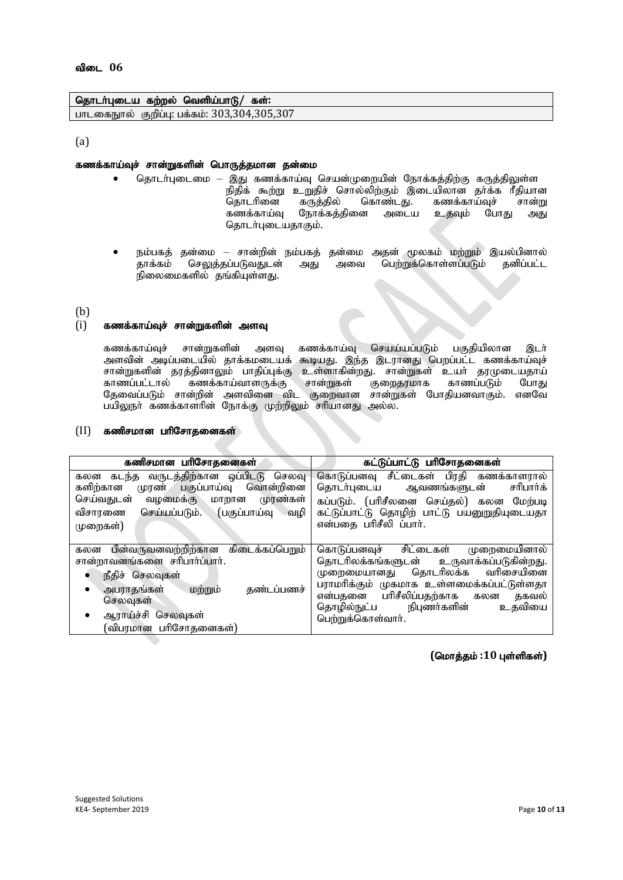**விடை 06**

| தொடர்புடைய கற்றல் வெளிப்பாடு/ கள்: |
|---|
| பாடகைநூல் குறிப்பு: பக்கம்: 303,304,305,307 |

(a)

**கணக்காய்வுச் சான்றுகளின் பொருத்தமான தன்மை**

- தொடர்புடைமை – இது கணக்காய்வு செயன்முறையின் நோக்கத்திற்கு கருத்திலுள்ள நிதிக் கூற்று உறுதிச் சொல்லிற்கும் இடையிலான தர்க்க ரீதியான தொடரினை கருத்தில் கொண்டது. கணக்காய்வுச் சான்று கணக்காய்வு நோக்கத்தினை அடைய உதவும் போது அது தொடர்புடையதாகும்.

- நம்பகத் தன்மை – சான்றின் நம்பகத் தன்மை அதன் மூலகம் மற்றும் இயல்பினால் தாக்கம் செலுத்தப்படுவதுடன் அது அவை பெற்றுக்கொள்ளப்படும் தனிப்பட்ட நிலைமைகளில் தங்கியுள்ளது.

(b)

(i) **கணக்காய்வுச் சான்றுகளின் அளவு**

கணக்காய்வுச் சான்றுகளின் அளவு கணக்காய்வு செய்யப்படும் பகுதியிலான இடர் அளவின் அடிப்படையில் தாக்கமடையக் கூடியது. இந்த இடரானது பெறப்பட்ட கணக்காய்வுச் சான்றுகளின் தரத்தினாலும் பாதிப்புக்கு உள்ளாகின்றது. சான்றுகள் உயர் தரமுடையதாய் காணப்பட்டால் கணக்காய்வாளருக்கு சான்றுகள் குறைதரமாக காணப்படும் போது தேவைப்படும் சான்றின் அளவினை விட குறைவான சான்றுகள் போதியனவாகும். எனவே பயிலுநர் கணக்காளரின் நோக்கு முற்றிலும் சரியானது அல்ல.

(II) **கணிசமான பரிசோதனைகள்**

| கணிசமான பரிசோதனைகள் | கட்டுப்பாட்டு பரிசோதனைகள் |
|---|---|
| கலன கடந்த வருடத்திற்கான ஒப்பிட்டு செலவு களிற்கான முரண் பகுப்பாய்வு வொன்றினை செய்வதுடன் வழமைக்கு மாறான முரண்கள் விசாரணை செய்யப்படும். (பகுப்பாய்வு வழி முறைகள்) | கொடுப்பனவு சீட்டைகள் பிரதி கணக்காளரால் தொடர்புடைய ஆவணங்களுடன் சரிபார்க் கப்படும். (பரிசீலனை செய்தல்) கலன மேற்படி கட்டுப்பாட்டு தொழிற் பாட்டு பயனுறுதியுடையதா என்பதை பரிசீலி ப்பார். |
| கலன பின்வருவனவற்றிற்கான கிடைக்கப்பெறும் சான்றாவனங்களை சரிபார்ப்பார்.<br>• நீதிச் செலவுகள்<br>• அபராதங்கள் மற்றும் தண்டப்பணச் செலவுகள்<br>• ஆராய்ச்சி செலவுகள்<br>(விபரமான பரிசோதனைகள்) | கொடுப்பனவுச் சிட்டைகள் முறைமையினால் தொடரிலக்கங்களுடன் உருவாக்கப்படுகின்றது. முறைமையானது தொடரிலக்க வரிசையினை பராமரிக்கும் முகமாக உள்ளமைக்கப்பட்டுள்ளதா என்பதனை பரிசீலிப்பதற்காக கலன தகவல் தொழில்நுட்ப நிபுணர்களின் உதவியை பெற்றுக்கொள்வார். |

**(மொத்தம் :10 புள்ளிகள்)**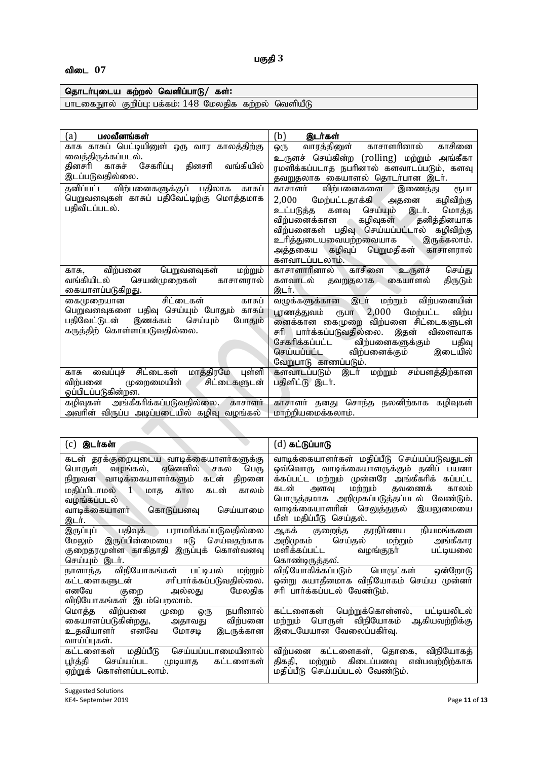## பகுதி 3

### விடை 07

| தொடர்புடைய கற்றல் வெளிப்பாடு/ கள்: |
|---|
| பாடகைநூல் குறிப்பு: பக்கம்: 148 மேலதிக கற்றல் வெளியீடு |

| (a) பலவீனங்கள் | (b) இடர்கள் |
|---|---|
| காசு காசுப் பெட்டியினுள் ஒரு வார காலத்திற்கு வைத்திருக்கப்படல். தினசரி காசுச் சேகரிப்பு தினசரி வங்கியில் இடப்படுவதில்லை. | ஒரு வாரத்தினுள் காசாளரினால் காசினை உருளச் செய்கின்ற (rolling) மற்றும் அங்கீகாரமளிக்கப்படாத நபரினால் களவாடப்படும், களவு தவறுதலாக கையாளல் தொடர்பான இடர். |
| தனிப்பட்ட விற்பனைகளுக்குப் பதிலாக காசுப் பெறுவனவுகள் காசுப் பதிவேட்டிற்கு மொத்தமாக பதிவிடப்படல். | காசாளர் விற்பனைகளை இணைத்து ரூபா 2,000 மேற்பட்டதாக்கி அதனை கழிவிற்கு உட்படுத்த களவு செய்யும் இடர். மொத்த விற்பனைக்கான கழிவுகள் தனித்தனியாக விற்பனைகள் பதிவு செய்யப்பட்டால் கழிவிற்கு உரித்துடையவையற்றவையாக இருக்கலாம். அத்தகைய கழிவுப் பெறுமதிகள் காசாளரால் களவாடப்படலாம். |
| காசு, விற்பனை பெறுவனவுகள் மற்றும் வங்கியிடல் செயன்முறைகள் காசாளரால் கையாளப்படுகிறது. | காசாளரினால் காசினை உருளச் செய்து களவாடல் தவறுதலாக கையாளல் திருடும் இடர். |
| கைமுறையான சிட்டைகள் காசுப் பெறுவனவுகளை பதிவு செய்யும் போதும் காசுப் பதிவேட்டுடன் இணைக்கம் செய்யும் போதும் கருத்திற் கொள்ளப்படுவதில்லை. | வழுக்களுக்கான இடர் மற்றும் விற்பனையின் பூரணத்துவம் ரூபா 2,000 மேற்பட்ட விற்பனைக்கான கைமுறை விற்பனை சிட்டைகளுடன் சரி பார்க்கப்படுவதில்லை. இதன் விளைவாக சேகரிக்கப்பட்ட விற்பனைகளுக்கும் பதிவு செய்யப்பட்ட விற்பனைக்கும் இடையில் வேறுபாடு காணப்படும். |
| காசு வைப்புச் சிட்டைகள் மாத்திரமே புள்ளி விற்பனை முறைமையின் சிட்டைகளுடன் ஒப்பிடப்படுகின்றன. | களவாடப்படும் இடர் மற்றும் சம்பளத்திற்கான பதிலீட்டு இடர். |
| கழிவுகள் அங்கீகரிக்கப்படுவதில்லை. காசாளர் அவரின் விருப்ப அடிப்படையில் கழிவு வழங்கல் | காசாளர் தனது சொந்த நலனிற்காக கழிவுகள் மாற்றியமைக்கலாம். |

| (c) இடர்கள் | (d) கட்டுப்பாடு |
|---|---|
| கடன் தரக்குறையுடைய வாடிக்கையாளர்களுக்கு பொருள் வழங்கல், ஏனெனில் சகல பெரு நிறுவன வாடிக்கையாளர்களும் கடன் திறனை மதிப்பிடாமல் 1 மாத கால கடன் காலம் வழங்கப்படல் வாடிக்கையாளர் கொடுப்பனவு செய்யாமை இடர். | வாடிக்கையாளர்கள் மதிப்பீடு செய்யப்படுவதுடன் ஒவ்வொரு வாடிக்கையாளருக்கும் தனிப் பயனாக்கப்பட்ட மற்றும் முன்னரே அங்கீகரிக் கப்பட்ட கடன் அளவு மற்றும் தவணைக் காலம் பொருத்தமாக அறிமுகப்படுத்தப்படல் வேண்டும். வாடிக்கையாளரின் செலுத்துதல் இயலுமையை மீள் மதிப்பீடு செய்தல். |
| இருப்புப் பதிவுக் பராமரிக்கப்படுவதில்லை மேலும் இருப்பின்மையை ஈடு செய்வதற்காக குறைதரமுள்ள காகிதாதி இருப்புக் கொள்வனவு செய்யும் இடர். | ஆகக் குறைந்த தரநிர்ணய நியமங்களை அறிமுகம் செய்தல் மற்றும் அங்கீகாரமளிக்கப்பட்ட வழங்குநர் பட்டியலை கொண்டிருத்தல். |
| நாளாந்த விநியோகங்கள் பட்டியல் மற்றும் கட்டளைகளுடன் சரிபார்க்கப்படுவதில்லை. எனவே குறை அல்லது மேலதிக விநியோகங்கள் இடம்பெறலாம். | விநியோகிக்கப்படும் பொருட்கள் ஒன்றோடு ஒன்று சுயாதீனமாக விநியோகம் செய்ய முன்னர் சரி பார்க்கப்படல் வேண்டும். |
| மொத்த விற்பனை முறை ஒரு நபரினால் கையாளப்படுகின்றது, அதாவது விற்பனை உதவியாளர் எனவே மோசடி இடருக்கான வாய்ப்புகள். | கட்டளைகள் பெற்றுக்கொள்ளல், பட்டியலிடல் மற்றும் பொருள் விநியோகம் ஆகியவற்றிக்கு இடையேயான வேலைப்பகிர்வு. |
| கட்டளைகள் மதிப்பீடு செய்யப்படாமையினால் பூர்த்தி செய்யப்பட முடியாத கட்டளைகள் ஏற்றுக் கொள்ளப்படலாம். | விற்பனை கட்டளைகள், தொகை, விநியோகத் திகதி, மற்றும் கிடைப்பனவு என்பவற்றிற்காக மதிப்பீடு செய்யப்படல் வேண்டும். |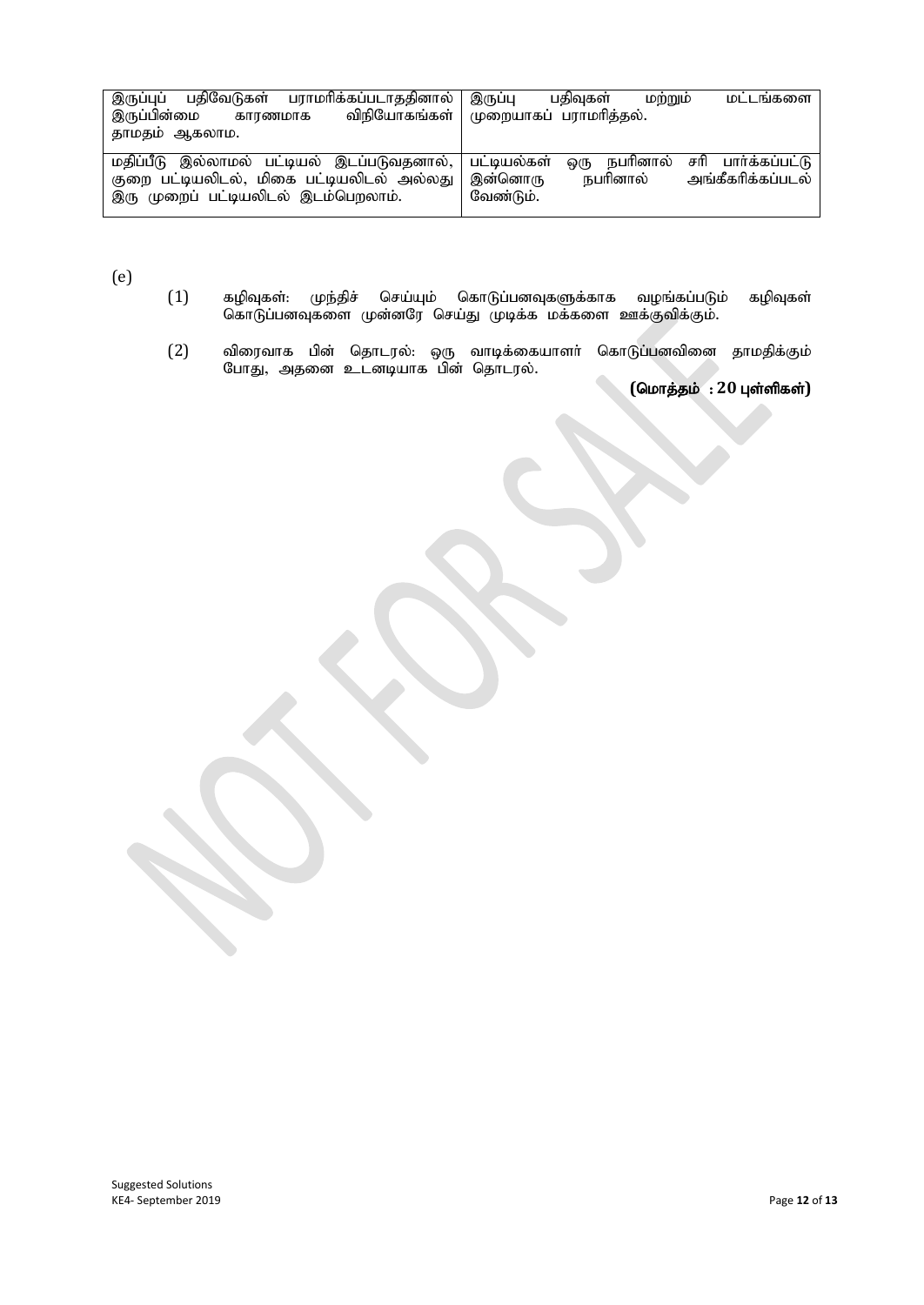| | |
|---|---|
| இருப்புப் பதிவேடுகள் பராமரிக்கப்படாததினால் இருப்பின்மை காரணமாக விநியோகங்கள் தாமதம் ஆகலாம். | இருப்பு பதிவுகள் மற்றும் மட்டங்களை முறையாகப் பராமரித்தல். |
| மதிப்பீடு இல்லாமல் பட்டியல் இடப்படுவதனால், குறை பட்டியலிடல், மிகை பட்டியலிடல் அல்லது இரு முறைப் பட்டியலிடல் இடம்பெறலாம். | பட்டியல்கள் ஒரு நபரினால் சரி பார்க்கப்பட்டு இன்னொரு நபரினால் அங்கீகரிக்கப்படல் வேண்டும். |

(e)

(1) கழிவுகள்: முந்திச் செய்யும் கொடுப்பனவுகளுக்காக வழங்கப்படும் கழிவுகள் கொடுப்பனவுகளை முன்னரே செய்து முடிக்க மக்களை ஊக்குவிக்கும்.

(2) விரைவாக பின் தொடரல்: ஒரு வாடிக்கையாளர் கொடுப்பனவினை தாமதிக்கும் போது, அதனை உடனடியாக பின் தொடரல்.

**(மொத்தம் : 20 புள்ளிகள்)**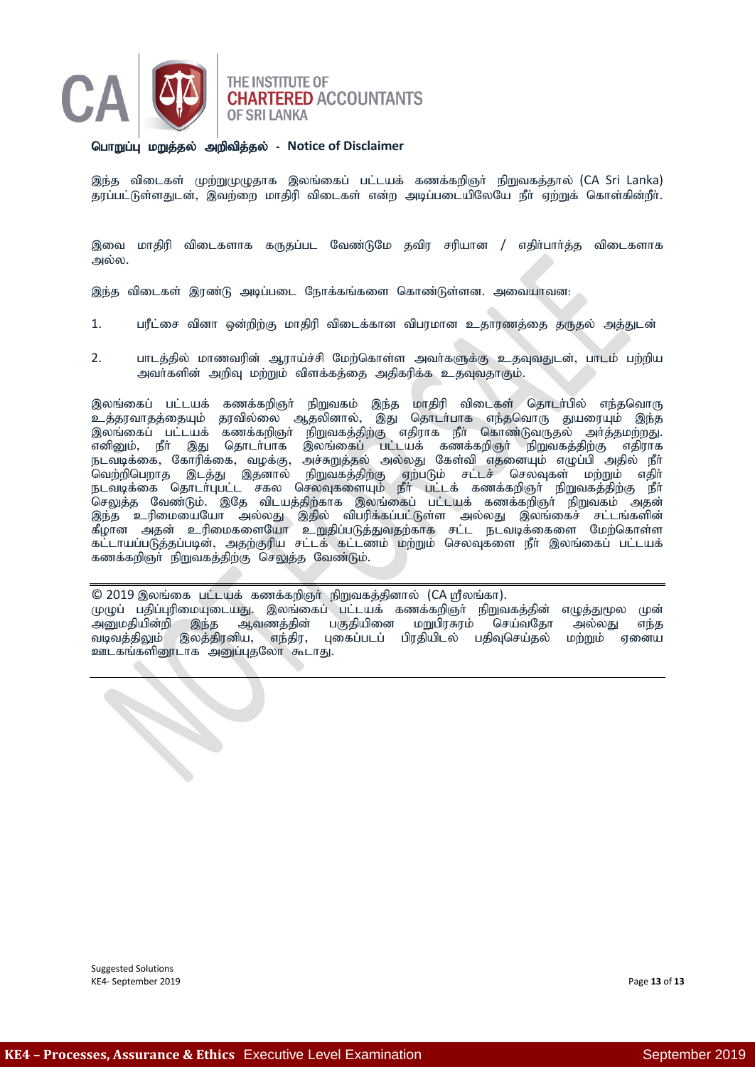THE INSTITUTE OF CHARTERED ACCOUNTANTS OF SRI LANKA

**பொறுப்பு மறுத்தல் அறிவித்தல் - Notice of Disclaimer**

இந்த விடைகள் முற்றுமுழுதாக இலங்கைப் பட்டயக் கணக்கறிஞர் நிறுவகத்தால் (CA Sri Lanka) தரப்பட்டுள்ளதுடன், இவற்றை மாதிரி விடைகள் என்ற அடிப்படையிலேயே நீர் ஏற்றுக் கொள்கின்றீர்.

இவை மாதிரி விடைகளாக கருதப்பட வேண்டுமே தவிர சரியான / எதிர்பார்த்த விடைகளாக அல்ல.

இந்த விடைகள் இரண்டு அடிப்படை நோக்கங்களை கொண்டுள்ளன. அவையாவன:

1. பரீட்சை வினா ஒன்றிற்கு மாதிரி விடைக்கான விபரமான உதாரணத்தை தருதல் அத்துடன்
2. பாடத்தில் மாணவரின் ஆராய்ச்சி மேற்கொள்ள அவர்களுக்கு உதவுவதுடன், பாடம் பற்றிய அவர்களின் அறிவு மற்றும் விளக்கத்தை அதிகரிக்க உதவுவதாகும்.

இலங்கைப் பட்டயக் கணக்கறிஞர் நிறுவகம் இந்த மாதிரி விடைகள் தொடர்பில் எந்தவொரு உத்தரவாதத்தையும் தரவில்லை ஆதலினால், இது தொடர்பாக எந்தவொரு துயரையும் இந்த இலங்கைப் பட்டயக் கணக்கறிஞர் நிறுவகத்திற்கு எதிராக நீர் கொண்டுவருதல் அர்த்தமற்றது. எனினும், நீர் இது தொடர்பாக இலங்கைப் பட்டயக் கணக்கறிஞர் நிறுவகத்திற்கு எதிராக நடவடிக்கை, கோரிக்கை, வழக்கு, அச்சுறுத்தல் அல்லது கேள்வி எதனையும் எழுப்பி அதில் நீர் வெற்றிபெறாத இடத்து இதனால் நிறுவகத்திற்கு ஏற்படும் சட்டச் செலவுகள் மற்றும் எதிர் நடவடிக்கை தொடர்புபட்ட சகல செலவுகளையும் நீர் பட்டக் கணக்கறிஞர் நிறுவகத்திற்கு நீர் செலுத்த வேண்டும். இதே விடயத்திற்காக இலங்கைப் பட்டயக் கணக்கறிஞர் நிறுவகம் அதன் இந்த உரிமையையோ அல்லது இதில் விபரிக்கப்பட்டுள்ள அல்லது இலங்கைச் சட்டங்களின் கீழான அதன் உரிமைகளையோ உறுதிப்படுத்துவதற்காக சட்ட நடவடிக்கைகளை மேற்கொள்ள கட்டாயப்படுத்தப்படின், அதற்குரிய சட்டக் கட்டணம் மற்றும் செலவுகளை நீர் இலங்கைப் பட்டயக் கணக்கறிஞர் நிறுவகத்திற்கு செலுத்த வேண்டும்.

---

© 2019 இலங்கை பட்டயக் கணக்கறிஞர் நிறுவகத்தினால் (CA ஸ்ரீலங்கா).
முழுப் பதிப்புரிமையுடையது. இலங்கைப் பட்டயக் கணக்கறிஞர் நிறுவகத்தின் எழுத்துமூல முன் அனுமதியின்றி இந்த ஆவணத்தின் பகுதியினை மறுபிரசுரம் செய்வதோ அல்லது எந்த வடிவத்திலும் இலத்திரனிய, எந்திர, புகைப்படப் பிரதியிடல் பதிவுசெய்தல் மற்றும் ஏனைய ஊடகங்களினூடாக அனுப்புதலோ கூடாது.